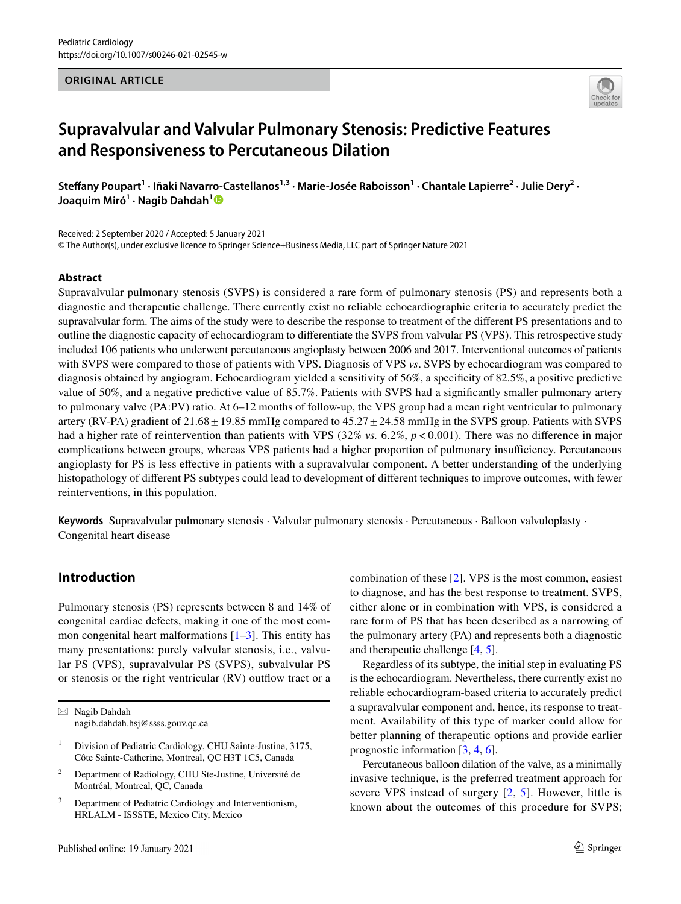ORIGINAL ARTICLE

# Supravalvular and Valvular Pulmonary Stenosis: Predictive Features and Responsiveness to Percutaneous Dilation

**Steffany Poupart[1] · Iñaki Navarro-Castellanos[1,3] · Marie-Josée Raboisson[1] · Chantale Lapierre[2] · Julie Dery[2] · Joaquim Miró[1] · Nagib Dahdah[1]**

Received: 2 September 2020 / Accepted: 5 January 2021
© The Author(s), under exclusive licence to Springer Science+Business Media, LLC part of Springer Nature 2021

## Abstract

Supravalvular pulmonary stenosis (SVPS) is considered a rare form of pulmonary stenosis (PS) and represents both a diagnostic and therapeutic challenge. There currently exist no reliable echocardiographic criteria to accurately predict the supravalvular form. The aims of the study were to describe the response to treatment of the different PS presentations and to outline the diagnostic capacity of echocardiogram to differentiate the SVPS from valvular PS (VPS). This retrospective study included 106 patients who underwent percutaneous angioplasty between 2006 and 2017. Interventional outcomes of patients with SVPS were compared to those of patients with VPS. Diagnosis of VPS *vs*. SVPS by echocardiogram was compared to diagnosis obtained by angiogram. Echocardiogram yielded a sensitivity of 56%, a specificity of 82.5%, a positive predictive value of 50%, and a negative predictive value of 85.7%. Patients with SVPS had a significantly smaller pulmonary artery to pulmonary valve (PA:PV) ratio. At 6–12 months of follow-up, the VPS group had a mean right ventricular to pulmonary artery (RV-PA) gradient of $21.68 \pm 19.85$ mmHg compared to $45.27 \pm 24.58$ mmHg in the SVPS group. Patients with SVPS had a higher rate of reintervention than patients with VPS (32% *vs.* 6.2%, $p < 0.001$). There was no difference in major complications between groups, whereas VPS patients had a higher proportion of pulmonary insufficiency. Percutaneous angioplasty for PS is less effective in patients with a supravalvular component. A better understanding of the underlying histopathology of different PS subtypes could lead to development of different techniques to improve outcomes, with fewer reinterventions, in this population.

**Keywords** Supravalvular pulmonary stenosis · Valvular pulmonary stenosis · Percutaneous · Balloon valvuloplasty · Congenital heart disease

## Introduction

Pulmonary stenosis (PS) represents between 8 and 14% of congenital cardiac defects, making it one of the most common congenital heart malformations [1–3]. This entity has many presentations: purely valvular stenosis, i.e., valvular PS (VPS), supravalvular PS (SVPS), subvalvular PS or stenosis or the right ventricular (RV) outflow tract or a combination of these [2]. VPS is the most common, easiest to diagnose, and has the best response to treatment. SVPS, either alone or in combination with VPS, is considered a rare form of PS that has been described as a narrowing of the pulmonary artery (PA) and represents both a diagnostic and therapeutic challenge [4, 5].

Regardless of its subtype, the initial step in evaluating PS is the echocardiogram. Nevertheless, there currently exist no reliable echocardiogram-based criteria to accurately predict a supravalvular component and, hence, its response to treatment. Availability of this type of marker could allow for better planning of therapeutic options and provide earlier prognostic information [3, 4, 6].

Percutaneous balloon dilation of the valve, as a minimally invasive technique, is the preferred treatment approach for severe VPS instead of surgery [2, 5]. However, little is known about the outcomes of this procedure for SVPS;

✉ Nagib Dahdah
nagib.dahdah.hsj@ssss.gouv.qc.ca

1 Division of Pediatric Cardiology, CHU Sainte-Justine, 3175, Côte Sainte-Catherine, Montreal, QC H3T 1C5, Canada

2 Department of Radiology, CHU Ste-Justine, Université de Montréal, Montreal, QC, Canada

3 Department of Pediatric Cardiology and Interventionism, HRLALM - ISSSTE, Mexico City, Mexico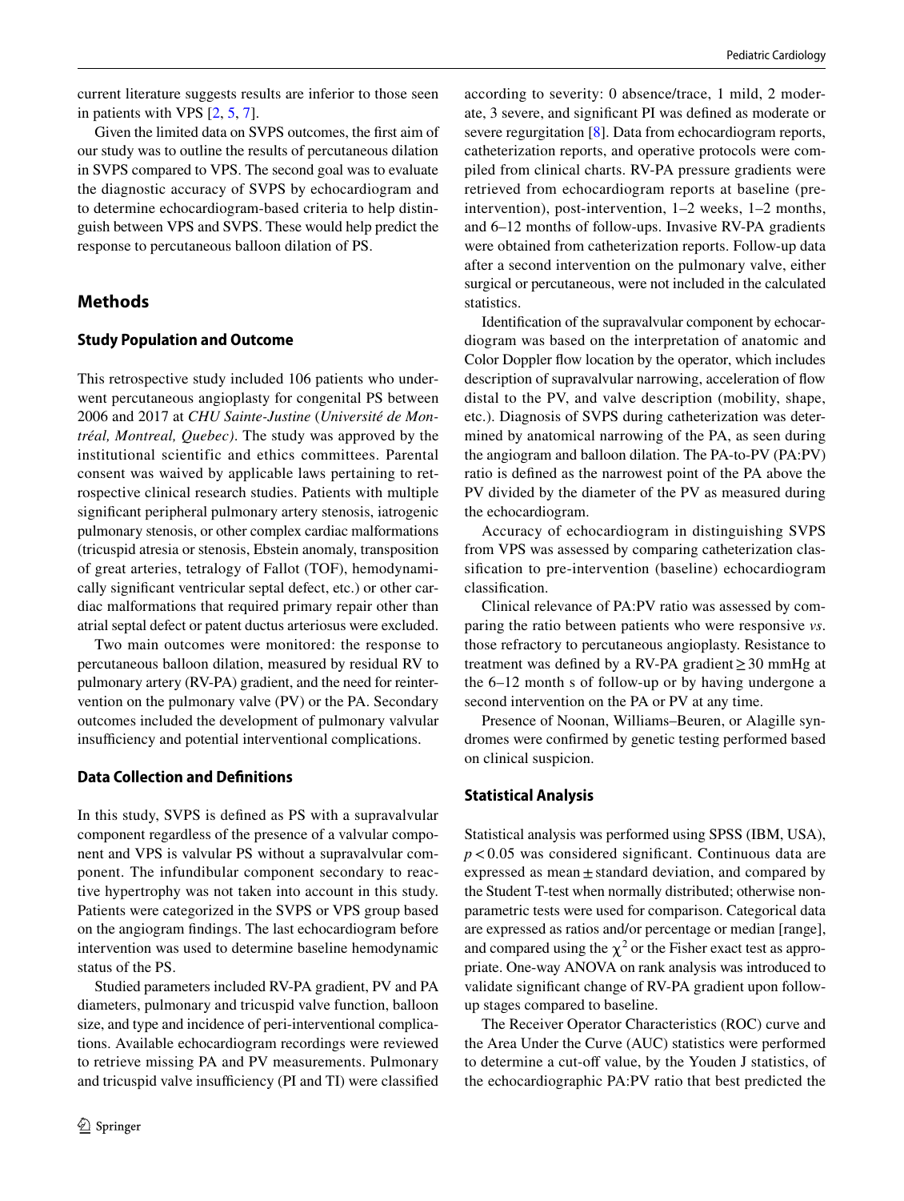current literature suggests results are inferior to those seen in patients with VPS [2, 5, 7].

Given the limited data on SVPS outcomes, the first aim of our study was to outline the results of percutaneous dilation in SVPS compared to VPS. The second goal was to evaluate the diagnostic accuracy of SVPS by echocardiogram and to determine echocardiogram-based criteria to help distinguish between VPS and SVPS. These would help predict the response to percutaneous balloon dilation of PS.

## Methods

### Study Population and Outcome

This retrospective study included 106 patients who underwent percutaneous angioplasty for congenital PS between 2006 and 2017 at *CHU Sainte-Justine* (*Université de Montréal, Montreal, Quebec*). The study was approved by the institutional scientific and ethics committees. Parental consent was waived by applicable laws pertaining to retrospective clinical research studies. Patients with multiple significant peripheral pulmonary artery stenosis, iatrogenic pulmonary stenosis, or other complex cardiac malformations (tricuspid atresia or stenosis, Ebstein anomaly, transposition of great arteries, tetralogy of Fallot (TOF), hemodynamically significant ventricular septal defect, etc.) or other cardiac malformations that required primary repair other than atrial septal defect or patent ductus arteriosus were excluded.

Two main outcomes were monitored: the response to percutaneous balloon dilation, measured by residual RV to pulmonary artery (RV-PA) gradient, and the need for reintervention on the pulmonary valve (PV) or the PA. Secondary outcomes included the development of pulmonary valvular insufficiency and potential interventional complications.

### Data Collection and Definitions

In this study, SVPS is defined as PS with a supravalvular component regardless of the presence of a valvular component and VPS is valvular PS without a supravalvular component. The infundibular component secondary to reactive hypertrophy was not taken into account in this study. Patients were categorized in the SVPS or VPS group based on the angiogram findings. The last echocardiogram before intervention was used to determine baseline hemodynamic status of the PS.

Studied parameters included RV-PA gradient, PV and PA diameters, pulmonary and tricuspid valve function, balloon size, and type and incidence of peri-interventional complications. Available echocardiogram recordings were reviewed to retrieve missing PA and PV measurements. Pulmonary and tricuspid valve insufficiency (PI and TI) were classified according to severity: 0 absence/trace, 1 mild, 2 moderate, 3 severe, and significant PI was defined as moderate or severe regurgitation [8]. Data from echocardiogram reports, catheterization reports, and operative protocols were compiled from clinical charts. RV-PA pressure gradients were retrieved from echocardiogram reports at baseline (pre-intervention), post-intervention, 1–2 weeks, 1–2 months, and 6–12 months of follow-ups. Invasive RV-PA gradients were obtained from catheterization reports. Follow-up data after a second intervention on the pulmonary valve, either surgical or percutaneous, were not included in the calculated statistics.

Identification of the supravalvular component by echocardiogram was based on the interpretation of anatomic and Color Doppler flow location by the operator, which includes description of supravalvular narrowing, acceleration of flow distal to the PV, and valve description (mobility, shape, etc.). Diagnosis of SVPS during catheterization was determined by anatomical narrowing of the PA, as seen during the angiogram and balloon dilation. The PA-to-PV (PA:PV) ratio is defined as the narrowest point of the PA above the PV divided by the diameter of the PV as measured during the echocardiogram.

Accuracy of echocardiogram in distinguishing SVPS from VPS was assessed by comparing catheterization classification to pre-intervention (baseline) echocardiogram classification.

Clinical relevance of PA:PV ratio was assessed by comparing the ratio between patients who were responsive *vs*. those refractory to percutaneous angioplasty. Resistance to treatment was defined by a RV-PA gradient ≥ 30 mmHg at the 6–12 month s of follow-up or by having undergone a second intervention on the PA or PV at any time.

Presence of Noonan, Williams–Beuren, or Alagille syndromes were confirmed by genetic testing performed based on clinical suspicion.

### Statistical Analysis

Statistical analysis was performed using SPSS (IBM, USA), $p < 0.05$ was considered significant. Continuous data are expressed as mean ± standard deviation, and compared by the Student T-test when normally distributed; otherwise non-parametric tests were used for comparison. Categorical data are expressed as ratios and/or percentage or median [range], and compared using the $\chi^2$ or the Fisher exact test as appropriate. One-way ANOVA on rank analysis was introduced to validate significant change of RV-PA gradient upon follow-up stages compared to baseline.

The Receiver Operator Characteristics (ROC) curve and the Area Under the Curve (AUC) statistics were performed to determine a cut-off value, by the Youden J statistics, of the echocardiographic PA:PV ratio that best predicted the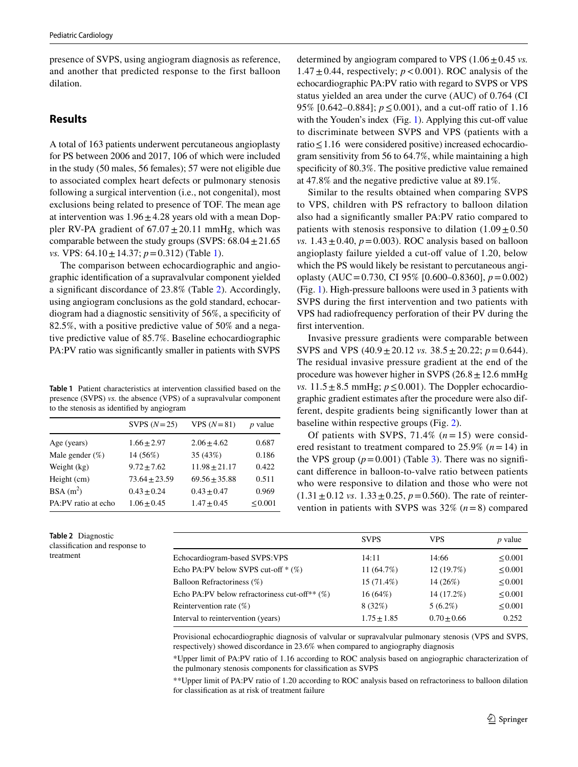presence of SVPS, using angiogram diagnosis as reference, and another that predicted response to the first balloon dilation.

## Results

A total of 163 patients underwent percutaneous angioplasty for PS between 2006 and 2017, 106 of which were included in the study (50 males, 56 females); 57 were not eligible due to associated complex heart defects or pulmonary stenosis following a surgical intervention (i.e., not congenital), most exclusions being related to presence of TOF. The mean age at intervention was $1.96 \pm 4.28$ years old with a mean Doppler RV-PA gradient of $67.07 \pm 20.11$ mmHg, which was comparable between the study groups (SVPS: $68.04 \pm 21.65$ *vs.* VPS: $64.10 \pm 14.37$; $p = 0.312$) (Table 1).

The comparison between echocardiographic and angiographic identification of a supravalvular component yielded a significant discordance of 23.8% (Table 2). Accordingly, using angiogram conclusions as the gold standard, echocardiogram had a diagnostic sensitivity of 56%, a specificity of 82.5%, with a positive predictive value of 50% and a negative predictive value of 85.7%. Baseline echocardiographic PA:PV ratio was significantly smaller in patients with SVPS determined by angiogram compared to VPS ($1.06 \pm 0.45$ *vs.* $1.47 \pm 0.44$, respectively; $p < 0.001$). ROC analysis of the echocardiographic PA:PV ratio with regard to SVPS or VPS status yielded an area under the curve (AUC) of 0.764 (CI 95% [0.642–0.884]; $p \leq 0.001$), and a cut-off ratio of 1.16 with the Youden's index (Fig. 1). Applying this cut-off value to discriminate between SVPS and VPS (patients with a ratio $\leq 1.16$ were considered positive) increased echocardiogram sensitivity from 56 to 64.7%, while maintaining a high specificity of 80.3%. The positive predictive value remained at 47.8% and the negative predictive value at 89.1%.

Similar to the results obtained when comparing SVPS to VPS, children with PS refractory to balloon dilation also had a significantly smaller PA:PV ratio compared to patients with stenosis responsive to dilation ($1.09 \pm 0.50$ *vs.* $1.43 \pm 0.40$, $p = 0.003$). ROC analysis based on balloon angioplasty failure yielded a cut-off value of 1.20, below which the PS would likely be resistant to percutaneous angioplasty (AUC = 0.730, CI 95% [0.600–0.8360], $p = 0.002$) (Fig. 1). High-pressure balloons were used in 3 patients with SVPS during the first intervention and two patients with VPS had radiofrequency perforation of their PV during the first intervention.

Invasive pressure gradients were comparable between SVPS and VPS ($40.9 \pm 20.12$ *vs.* $38.5 \pm 20.22$; $p = 0.644$). The residual invasive pressure gradient at the end of the procedure was however higher in SVPS ($26.8 \pm 12.6$ mmHg *vs.* $11.5 \pm 8.5$ mmHg; $p \leq 0.001$). The Doppler echocardiographic gradient estimates after the procedure were also different, despite gradients being significantly lower than at baseline within respective groups (Fig. 2).

Of patients with SVPS, 71.4% ($n = 15$) were considered resistant to treatment compared to 25.9% ($n = 14$) in the VPS group ($p = 0.001$) (Table 3). There was no significant difference in balloon-to-valve ratio between patients who were responsive to dilation and those who were not ($1.31 \pm 0.12$ *vs.* $1.33 \pm 0.25$, $p = 0.560$). The rate of reintervention in patients with SVPS was 32% ($n = 8$) compared

**Table 1** Patient characteristics at intervention classified based on the presence (SVPS) *vs.* the absence (VPS) of a supravalvular component to the stenosis as identified by angiogram

| | SVPS ($N = 25$) | VPS ($N = 81$) | *p* value |
|---|---|---|---|
| Age (years) | $1.66 \pm 2.97$ | $2.06 \pm 4.62$ | 0.687 |
| Male gender (%) | 14 (56%) | 35 (43%) | 0.186 |
| Weight (kg) | $9.72 \pm 7.62$ | $11.98 \pm 21.17$ | 0.422 |
| Height (cm) | $73.64 \pm 23.59$ | $69.56 \pm 35.88$ | 0.511 |
| BSA ($m^2$) | $0.43 \pm 0.24$ | $0.43 \pm 0.47$ | 0.969 |
| PA:PV ratio at echo | $1.06 \pm 0.45$ | $1.47 \pm 0.45$ | $\leq 0.001$ |

**Table 2** Diagnostic classification and response to treatment

| | SVPS | VPS | *p* value |
|---|---|---|---|
| Echocardiogram-based SVPS:VPS | 14:11 | 14:66 | $\leq 0.001$ |
| Echo PA:PV below SVPS cut-off * (%) | 11 (64.7%) | 12 (19.7%) | $\leq 0.001$ |
| Balloon Refractoriness (%) | 15 (71.4%) | 14 (26%) | $\leq 0.001$ |
| Echo PA:PV below refractoriness cut-off** (%) | 16 (64%) | 14 (17.2%) | $\leq 0.001$ |
| Reintervention rate (%) | 8 (32%) | 5 (6.2%) | $\leq 0.001$ |
| Interval to reintervention (years) | $1.75 \pm 1.85$ | $0.70 \pm 0.66$ | 0.252 |

Provisional echocardiographic diagnosis of valvular or supravalvular pulmonary stenosis (VPS and SVPS, respectively) showed discordance in 23.6% when compared to angiography diagnosis

*Upper limit of PA:PV ratio of 1.16 according to ROC analysis based on angiographic characterization of the pulmonary stenosis components for classification as SVPS

**Upper limit of PA:PV ratio of 1.20 according to ROC analysis based on refractoriness to balloon dilation for classification as at risk of treatment failure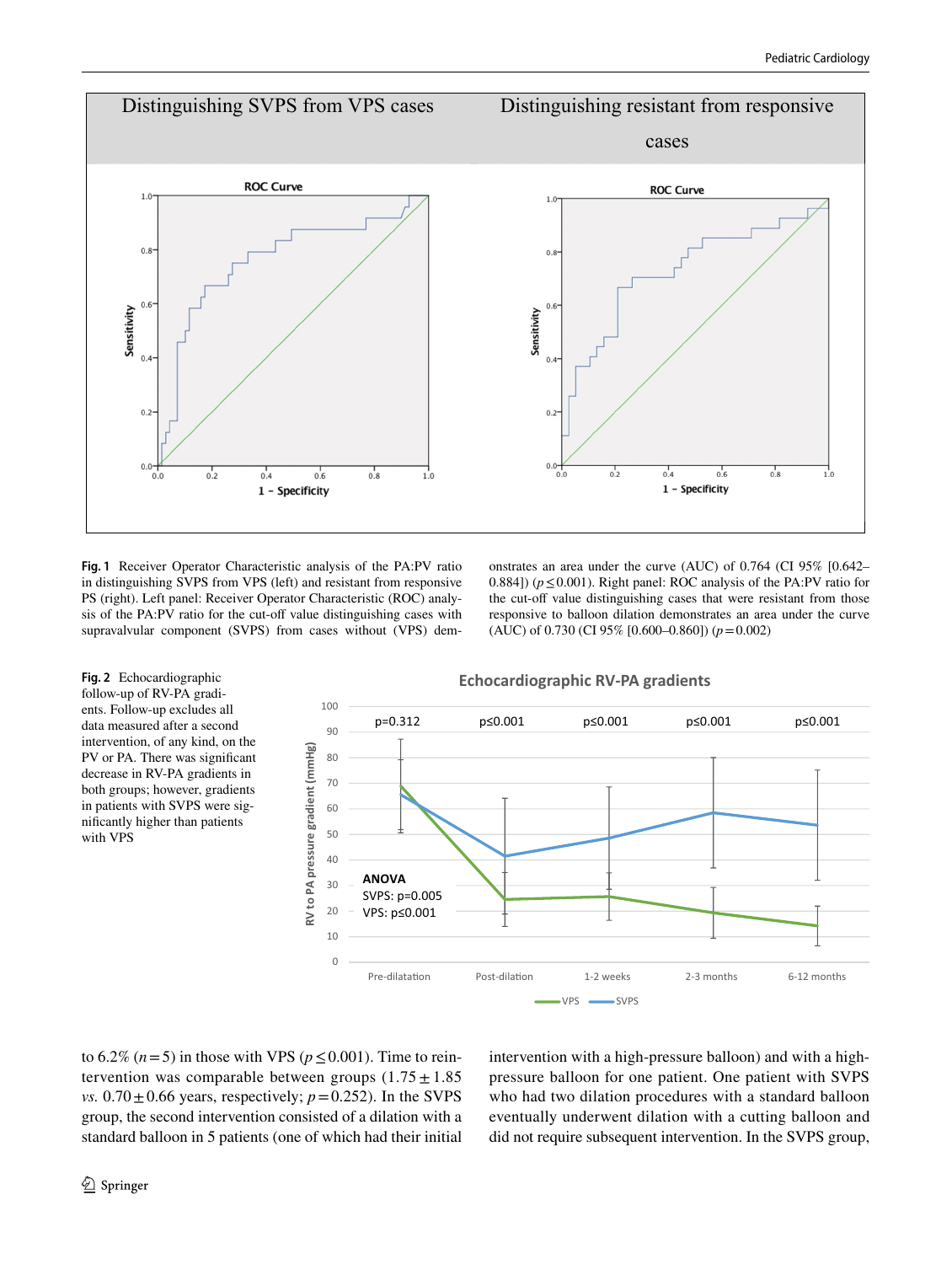**Fig. 1** Receiver Operator Characteristic analysis of the PA:PV ratio in distinguishing SVPS from VPS (left) and resistant from responsive PS (right). Left panel: Receiver Operator Characteristic (ROC) analysis of the PA:PV ratio for the cut-off value distinguishing cases with supravalvular component (SVPS) from cases without (VPS) demonstrates an area under the curve (AUC) of 0.764 (CI 95% [0.642–0.884]) ($p \leq 0.001$). Right panel: ROC analysis of the PA:PV ratio for the cut-off value distinguishing cases that were resistant from those responsive to balloon dilation demonstrates an area under the curve (AUC) of 0.730 (CI 95% [0.600–0.860]) ($p = 0.002$)

**Fig. 2** Echocardiographic follow-up of RV-PA gradients. Follow-up excludes all data measured after a second intervention, of any kind, on the PV or PA. There was significant decrease in RV-PA gradients in both groups; however, gradients in patients with SVPS were significantly higher than patients with VPS

to 6.2% ($n = 5$) in those with VPS ($p \leq 0.001$). Time to reintervention was comparable between groups ($1.75 \pm 1.85$ *vs.* $0.70 \pm 0.66$ years, respectively; $p = 0.252$). In the SVPS group, the second intervention consisted of a dilation with a standard balloon in 5 patients (one of which had their initial intervention with a high-pressure balloon) and with a high-pressure balloon for one patient. One patient with SVPS who had two dilation procedures with a standard balloon eventually underwent dilation with a cutting balloon and did not require subsequent intervention. In the SVPS group,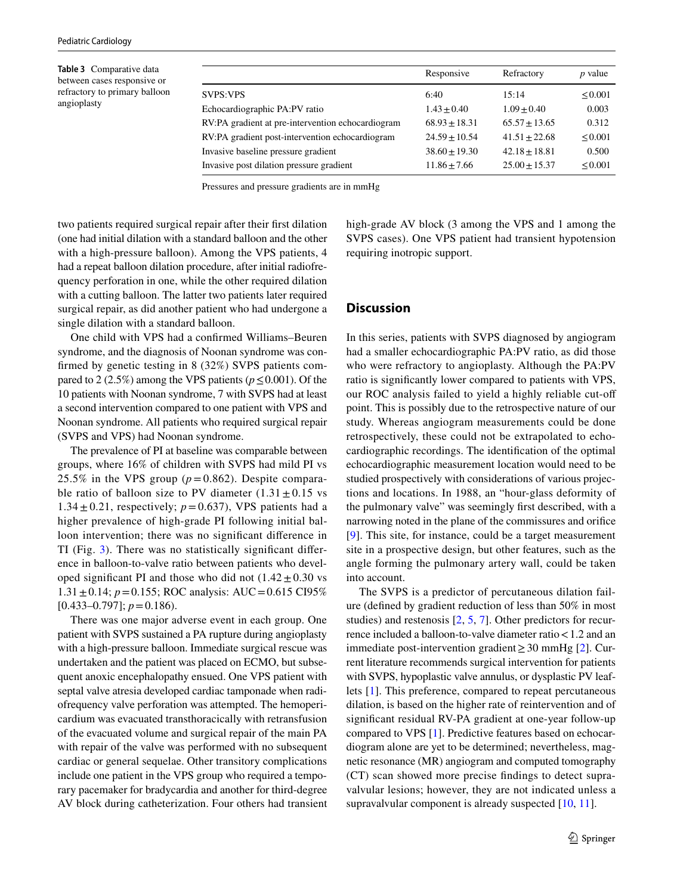**Table 3** Comparative data between cases responsive or refractory to primary balloon angioplasty

| | Responsive | Refractory | $p$ value |
|---|---|---|---|
| SVPS:VPS | 6:40 | 15:14 | ≤0.001 |
| Echocardiographic PA:PV ratio | 1.43 ± 0.40 | 1.09 ± 0.40 | 0.003 |
| RV:PA gradient at pre-intervention echocardiogram | 68.93 ± 18.31 | 65.57 ± 13.65 | 0.312 |
| RV:PA gradient post-intervention echocardiogram | 24.59 ± 10.54 | 41.51 ± 22.68 | ≤0.001 |
| Invasive baseline pressure gradient | 38.60 ± 19.30 | 42.18 ± 18.81 | 0.500 |
| Invasive post dilation pressure gradient | 11.86 ± 7.66 | 25.00 ± 15.37 | ≤0.001 |

Pressures and pressure gradients are in mmHg

two patients required surgical repair after their first dilation (one had initial dilation with a standard balloon and the other with a high-pressure balloon). Among the VPS patients, 4 had a repeat balloon dilation procedure, after initial radiofrequency perforation in one, while the other required dilation with a cutting balloon. The latter two patients later required surgical repair, as did another patient who had undergone a single dilation with a standard balloon.

One child with VPS had a confirmed Williams–Beuren syndrome, and the diagnosis of Noonan syndrome was confirmed by genetic testing in 8 (32%) SVPS patients compared to 2 (2.5%) among the VPS patients ($p \leq 0.001$). Of the 10 patients with Noonan syndrome, 7 with SVPS had at least a second intervention compared to one patient with VPS and Noonan syndrome. All patients who required surgical repair (SVPS and VPS) had Noonan syndrome.

The prevalence of PI at baseline was comparable between groups, where 16% of children with SVPS had mild PI vs 25.5% in the VPS group ($p = 0.862$). Despite comparable ratio of balloon size to PV diameter (1.31 ± 0.15 vs 1.34 ± 0.21, respectively; $p = 0.637$), VPS patients had a higher prevalence of high-grade PI following initial balloon intervention; there was no significant difference in TI (Fig. 3). There was no statistically significant difference in balloon-to-valve ratio between patients who developed significant PI and those who did not (1.42 ± 0.30 vs 1.31 ± 0.14; $p = 0.155$; ROC analysis: AUC = 0.615 CI95% [0.433–0.797]; $p = 0.186$).

There was one major adverse event in each group. One patient with SVPS sustained a PA rupture during angioplasty with a high-pressure balloon. Immediate surgical rescue was undertaken and the patient was placed on ECMO, but subsequent anoxic encephalopathy ensued. One VPS patient with septal valve atresia developed cardiac tamponade when radiofrequency valve perforation was attempted. The hemopericardium was evacuated transthoracically with retransfusion of the evacuated volume and surgical repair of the main PA with repair of the valve was performed with no subsequent cardiac or general sequelae. Other transitory complications include one patient in the VPS group who required a temporary pacemaker for bradycardia and another for third-degree AV block during catheterization. Four others had transient high-grade AV block (3 among the VPS and 1 among the SVPS cases). One VPS patient had transient hypotension requiring inotropic support.

## Discussion

In this series, patients with SVPS diagnosed by angiogram had a smaller echocardiographic PA:PV ratio, as did those who were refractory to angioplasty. Although the PA:PV ratio is significantly lower compared to patients with VPS, our ROC analysis failed to yield a highly reliable cut-off point. This is possibly due to the retrospective nature of our study. Whereas angiogram measurements could be done retrospectively, these could not be extrapolated to echocardiographic recordings. The identification of the optimal echocardiographic measurement location would need to be studied prospectively with considerations of various projections and locations. In 1988, an "hour-glass deformity of the pulmonary valve" was seemingly first described, with a narrowing noted in the plane of the commissures and orifice [9]. This site, for instance, could be a target measurement site in a prospective design, but other features, such as the angle forming the pulmonary artery wall, could be taken into account.

The SVPS is a predictor of percutaneous dilation failure (defined by gradient reduction of less than 50% in most studies) and restenosis [2, 5, 7]. Other predictors for recurrence included a balloon-to-valve diameter ratio < 1.2 and an immediate post-intervention gradient ≥ 30 mmHg [2]. Current literature recommends surgical intervention for patients with SVPS, hypoplastic valve annulus, or dysplastic PV leaflets [1]. This preference, compared to repeat percutaneous dilation, is based on the higher rate of reintervention and of significant residual RV-PA gradient at one-year follow-up compared to VPS [1]. Predictive features based on echocardiogram alone are yet to be determined; nevertheless, magnetic resonance (MR) angiogram and computed tomography (CT) scan showed more precise findings to detect supravalvular lesions; however, they are not indicated unless a supravalvular component is already suspected [10, 11].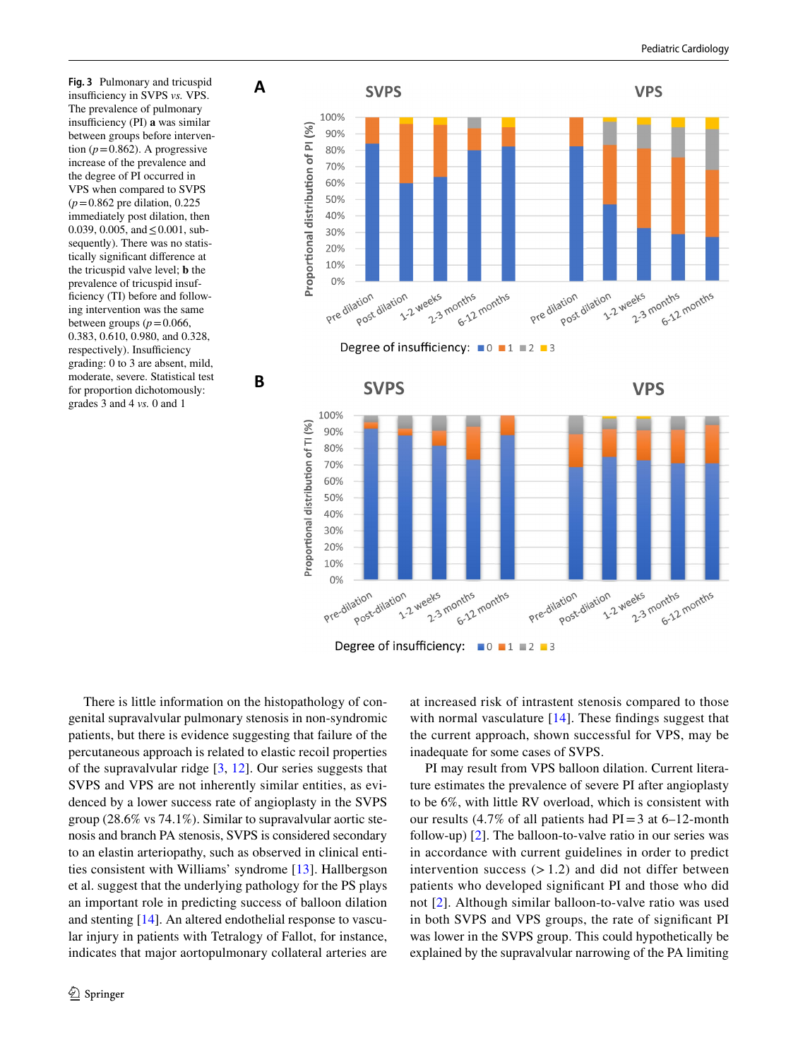**Fig. 3** Pulmonary and tricuspid insufficiency in SVPS *vs.* VPS. The prevalence of pulmonary insufficiency (PI) **a** was similar between groups before intervention ($p = 0.862$). A progressive increase of the prevalence and the degree of PI occurred in VPS when compared to SVPS ($p = 0.862$ pre dilation, 0.225 immediately post dilation, then 0.039, 0.005, and $\leq 0.001$, subsequently). There was no statistically significant difference at the tricuspid valve level; **b** the prevalence of tricuspid insufficiency (TI) before and following intervention was the same between groups ($p = 0.066$, 0.383, 0.610, 0.980, and 0.328, respectively). Insufficiency grading: 0 to 3 are absent, mild, moderate, severe. Statistical test for proportion dichotomously: grades 3 and 4 *vs.* 0 and 1

There is little information on the histopathology of congenital supravalvular pulmonary stenosis in non-syndromic patients, but there is evidence suggesting that failure of the percutaneous approach is related to elastic recoil properties of the supravalvular ridge [3, 12]. Our series suggests that SVPS and VPS are not inherently similar entities, as evidenced by a lower success rate of angioplasty in the SVPS group (28.6% vs 74.1%). Similar to supravalvular aortic stenosis and branch PA stenosis, SVPS is considered secondary to an elastin arteriopathy, such as observed in clinical entities consistent with Williams' syndrome [13]. Hallbergson et al. suggest that the underlying pathology for the PS plays an important role in predicting success of balloon dilation and stenting [14]. An altered endothelial response to vascular injury in patients with Tetralogy of Fallot, for instance, indicates that major aortopulmonary collateral arteries are at increased risk of intrastent stenosis compared to those with normal vasculature [14]. These findings suggest that the current approach, shown successful for VPS, may be inadequate for some cases of SVPS.

PI may result from VPS balloon dilation. Current literature estimates the prevalence of severe PI after angioplasty to be 6%, with little RV overload, which is consistent with our results (4.7% of all patients had PI = 3 at 6–12-month follow-up) [2]. The balloon-to-valve ratio in our series was in accordance with current guidelines in order to predict intervention success (> 1.2) and did not differ between patients who developed significant PI and those who did not [2]. Although similar balloon-to-valve ratio was used in both SVPS and VPS groups, the rate of significant PI was lower in the SVPS group. This could hypothetically be explained by the supravalvular narrowing of the PA limiting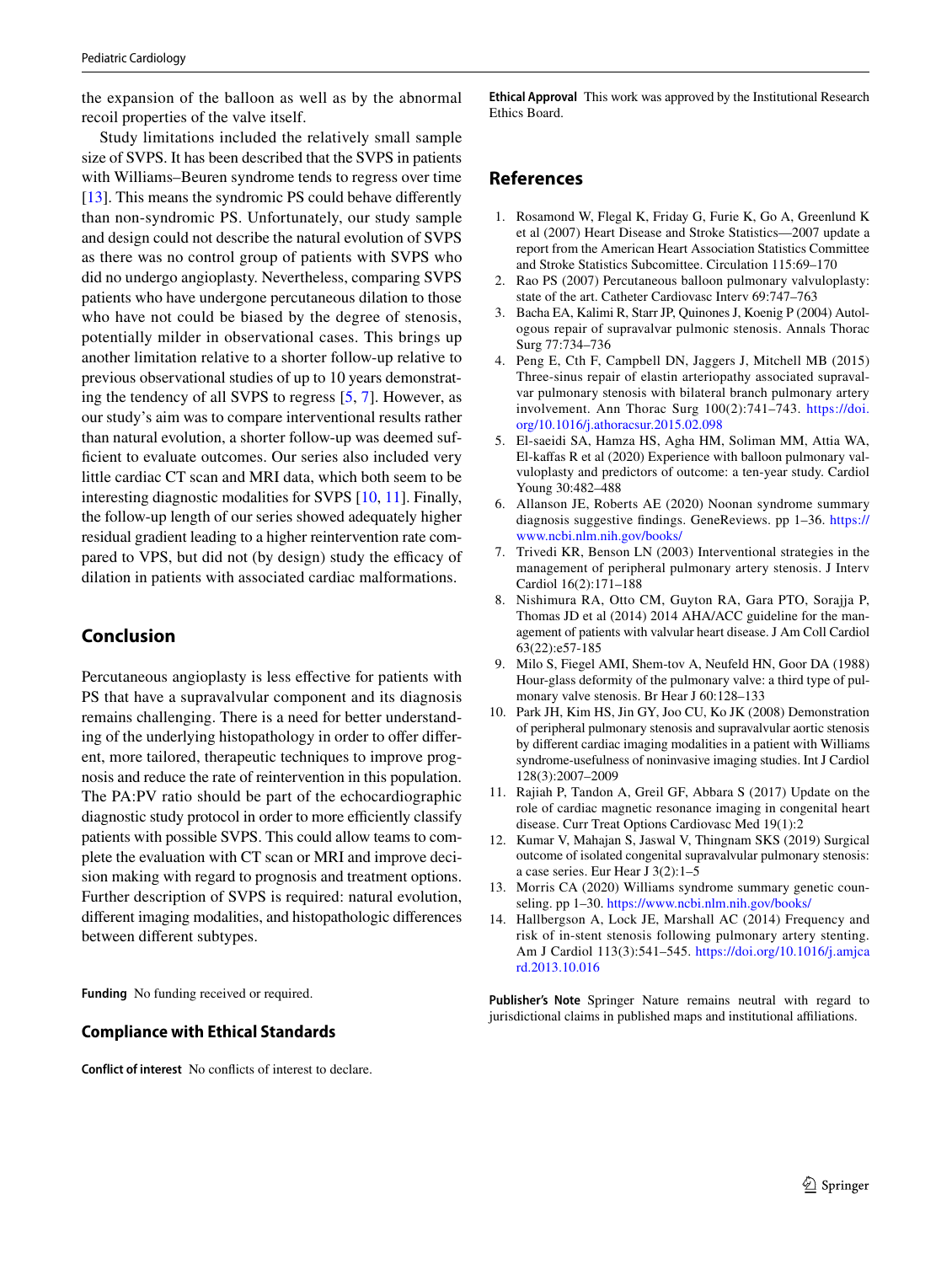the expansion of the balloon as well as by the abnormal recoil properties of the valve itself.

Study limitations included the relatively small sample size of SVPS. It has been described that the SVPS in patients with Williams–Beuren syndrome tends to regress over time [13]. This means the syndromic PS could behave differently than non-syndromic PS. Unfortunately, our study sample and design could not describe the natural evolution of SVPS as there was no control group of patients with SVPS who did no undergo angioplasty. Nevertheless, comparing SVPS patients who have undergone percutaneous dilation to those who have not could be biased by the degree of stenosis, potentially milder in observational cases. This brings up another limitation relative to a shorter follow-up relative to previous observational studies of up to 10 years demonstrating the tendency of all SVPS to regress [5, 7]. However, as our study's aim was to compare interventional results rather than natural evolution, a shorter follow-up was deemed sufficient to evaluate outcomes. Our series also included very little cardiac CT scan and MRI data, which both seem to be interesting diagnostic modalities for SVPS [10, 11]. Finally, the follow-up length of our series showed adequately higher residual gradient leading to a higher reintervention rate compared to VPS, but did not (by design) study the efficacy of dilation in patients with associated cardiac malformations.

## Conclusion

Percutaneous angioplasty is less effective for patients with PS that have a supravalvular component and its diagnosis remains challenging. There is a need for better understanding of the underlying histopathology in order to offer different, more tailored, therapeutic techniques to improve prognosis and reduce the rate of reintervention in this population. The PA:PV ratio should be part of the echocardiographic diagnostic study protocol in order to more efficiently classify patients with possible SVPS. This could allow teams to complete the evaluation with CT scan or MRI and improve decision making with regard to prognosis and treatment options. Further description of SVPS is required: natural evolution, different imaging modalities, and histopathologic differences between different subtypes.

**Funding** No funding received or required.

## Compliance with Ethical Standards

**Conflict of interest** No conflicts of interest to declare.

**Ethical Approval** This work was approved by the Institutional Research Ethics Board.

## References

1. Rosamond W, Flegal K, Friday G, Furie K, Go A, Greenlund K et al (2007) Heart Disease and Stroke Statistics—2007 update a report from the American Heart Association Statistics Committee and Stroke Statistics Subcomittee. Circulation 115:69–170
2. Rao PS (2007) Percutaneous balloon pulmonary valvuloplasty: state of the art. Catheter Cardiovasc Interv 69:747–763
3. Bacha EA, Kalimi R, Starr JP, Quinones J, Koenig P (2004) Autologous repair of supravalvar pulmonic stenosis. Annals Thorac Surg 77:734–736
4. Peng E, Cth F, Campbell DN, Jaggers J, Mitchell MB (2015) Three-sinus repair of elastin arteriopathy associated supravalvar pulmonary stenosis with bilateral branch pulmonary artery involvement. Ann Thorac Surg 100(2):741–743. https://doi.org/10.1016/j.athoracsur.2015.02.098
5. El-saeidi SA, Hamza HS, Agha HM, Soliman MM, Attia WA, El-kaffas R et al (2020) Experience with balloon pulmonary valvuloplasty and predictors of outcome: a ten-year study. Cardiol Young 30:482–488
6. Allanson JE, Roberts AE (2020) Noonan syndrome summary diagnosis suggestive findings. GeneReviews. pp 1–36. https://www.ncbi.nlm.nih.gov/books/
7. Trivedi KR, Benson LN (2003) Interventional strategies in the management of peripheral pulmonary artery stenosis. J Interv Cardiol 16(2):171–188
8. Nishimura RA, Otto CM, Guyton RA, Gara PTO, Sorajja P, Thomas JD et al (2014) 2014 AHA/ACC guideline for the management of patients with valvular heart disease. J Am Coll Cardiol 63(22):e57-185
9. Milo S, Fiegel AMI, Shem-tov A, Neufeld HN, Goor DA (1988) Hour-glass deformity of the pulmonary valve: a third type of pulmonary valve stenosis. Br Hear J 60:128–133
10. Park JH, Kim HS, Jin GY, Joo CU, Ko JK (2008) Demonstration of peripheral pulmonary stenosis and supravalvular aortic stenosis by different cardiac imaging modalities in a patient with Williams syndrome-usefulness of noninvasive imaging studies. Int J Cardiol 128(3):2007–2009
11. Rajiah P, Tandon A, Greil GF, Abbara S (2017) Update on the role of cardiac magnetic resonance imaging in congenital heart disease. Curr Treat Options Cardiovasc Med 19(1):2
12. Kumar V, Mahajan S, Jaswal V, Thingnam SKS (2019) Surgical outcome of isolated congenital supravalvular pulmonary stenosis: a case series. Eur Hear J 3(2):1–5
13. Morris CA (2020) Williams syndrome summary genetic counseling. pp 1–30. https://www.ncbi.nlm.nih.gov/books/
14. Hallbergson A, Lock JE, Marshall AC (2014) Frequency and risk of in-stent stenosis following pulmonary artery stenting. Am J Cardiol 113(3):541–545. https://doi.org/10.1016/j.amjcard.2013.10.016

**Publisher's Note** Springer Nature remains neutral with regard to jurisdictional claims in published maps and institutional affiliations.